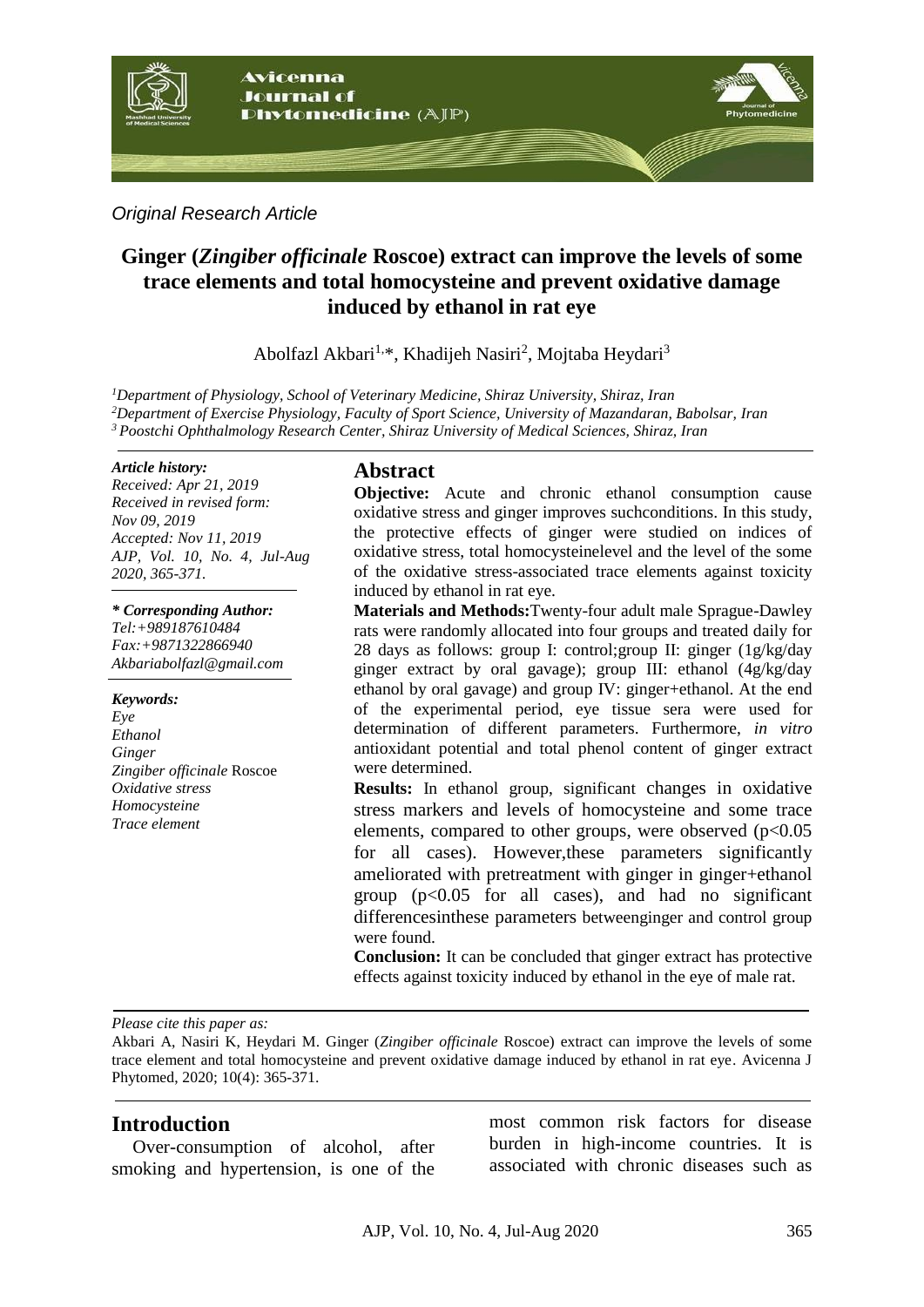*Original Research Article*

# Ginger (*Zingiber officinale* Roscoe) extract can improve the levels of some trace elements and total homocysteine and prevent oxidative damage induced by ethanol in rat eye

Abolfazl Akbari[1,*], Khadijeh Nasiri[2], Mojtaba Heydari[3]

[1]*Department of Physiology, School of Veterinary Medicine, Shiraz University, Shiraz, Iran*
[2]*Department of Exercise Physiology, Faculty of Sport Science, University of Mazandaran, Babolsar, Iran*
[3]*Poostchi Ophthalmology Research Center, Shiraz University of Medical Sciences, Shiraz, Iran*

***Article history:***
*Received: Apr 21, 2019*
*Received in revised form: Nov 09, 2019*
*Accepted: Nov 11, 2019*
*AJP, Vol. 10, No. 4, Jul-Aug 2020, 365-371.*

***\* Corresponding Author:***
*Tel:+989187610484*
*Fax:+9871322866940*
*Akbariabolfazl@gmail.com*

***Keywords:***
*Eye*
*Ethanol*
*Ginger*
*Zingiber officinale* Roscoe
*Oxidative stress*
*Homocysteine*
*Trace element*

## Abstract

**Objective:** Acute and chronic ethanol consumption cause oxidative stress and ginger improves suchconditions. In this study, the protective effects of ginger were studied on indices of oxidative stress, total homocysteinelevel and the level of the some of the oxidative stress-associated trace elements against toxicity induced by ethanol in rat eye.

**Materials and Methods:**Twenty-four adult male Sprague-Dawley rats were randomly allocated into four groups and treated daily for 28 days as follows: group I: control;group II: ginger (1g/kg/day ginger extract by oral gavage); group III: ethanol (4g/kg/day ethanol by oral gavage) and group IV: ginger+ethanol. At the end of the experimental period, eye tissue sera were used for determination of different parameters. Furthermore, *in vitro* antioxidant potential and total phenol content of ginger extract were determined.

**Results:** In ethanol group, significant changes in oxidative stress markers and levels of homocysteine and some trace elements, compared to other groups, were observed ($p<0.05$ for all cases). However,these parameters significantly ameliorated with pretreatment with ginger in ginger+ethanol group ($p<0.05$ for all cases), and had no significant differencesinthese parameters betweenginger and control group were found.

**Conclusion:** It can be concluded that ginger extract has protective effects against toxicity induced by ethanol in the eye of male rat.

*Please cite this paper as:*

Akbari A, Nasiri K, Heydari M. Ginger (*Zingiber officinale* Roscoe) extract can improve the levels of some trace element and total homocysteine and prevent oxidative damage induced by ethanol in rat eye. Avicenna J Phytomed, 2020; 10(4): 365-371.

## Introduction

Over-consumption of alcohol, after smoking and hypertension, is one of the most common risk factors for disease burden in high-income countries. It is associated with chronic diseases such as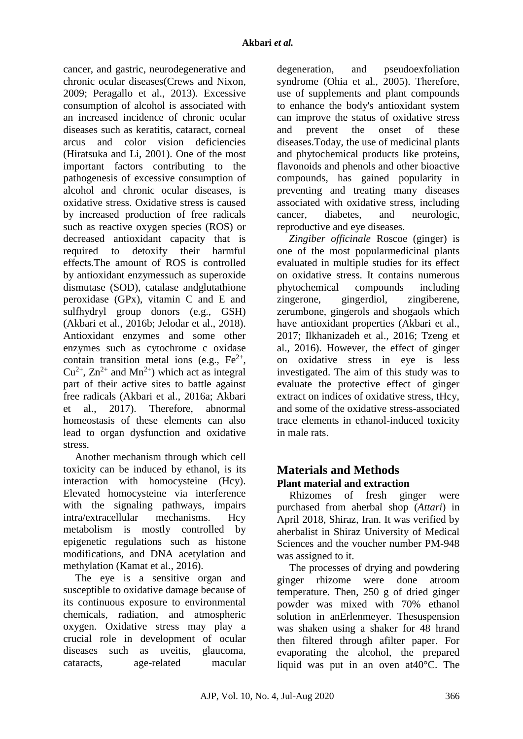cancer, and gastric, neurodegenerative and chronic ocular diseases(Crews and Nixon, 2009; Peragallo et al., 2013). Excessive consumption of alcohol is associated with an increased incidence of chronic ocular diseases such as keratitis, cataract, corneal arcus and color vision deficiencies (Hiratsuka and Li, 2001). One of the most important factors contributing to the pathogenesis of excessive consumption of alcohol and chronic ocular diseases, is oxidative stress. Oxidative stress is caused by increased production of free radicals such as reactive oxygen species (ROS) or decreased antioxidant capacity that is required to detoxify their harmful effects.The amount of ROS is controlled by antioxidant enzymessuch as superoxide dismutase (SOD), catalase andglutathione peroxidase (GPx), vitamin C and E and sulfhydryl group donors (e.g., GSH) (Akbari et al., 2016b; Jelodar et al., 2018). Antioxidant enzymes and some other enzymes such as cytochrome c oxidase contain transition metal ions (e.g., $Fe^{2+}$, $Cu^{2+}$, $Zn^{2+}$ and $Mn^{2+}$) which act as integral part of their active sites to battle against free radicals (Akbari et al., 2016a; Akbari et al., 2017). Therefore, abnormal homeostasis of these elements can also lead to organ dysfunction and oxidative stress.

Another mechanism through which cell toxicity can be induced by ethanol, is its interaction with homocysteine (Hcy). Elevated homocysteine via interference with the signaling pathways, impairs intra/extracellular mechanisms. Hcy metabolism is mostly controlled by epigenetic regulations such as histone modifications, and DNA acetylation and methylation (Kamat et al., 2016).

The eye is a sensitive organ and susceptible to oxidative damage because of its continuous exposure to environmental chemicals, radiation, and atmospheric oxygen. Oxidative stress may play a crucial role in development of ocular diseases such as uveitis, glaucoma, cataracts, age-related macular degeneration, and pseudoexfoliation syndrome (Ohia et al., 2005). Therefore, use of supplements and plant compounds to enhance the body's antioxidant system can improve the status of oxidative stress and prevent the onset of these diseases.Today, the use of medicinal plants and phytochemical products like proteins, flavonoids and phenols and other bioactive compounds, has gained popularity in preventing and treating many diseases associated with oxidative stress, including cancer, diabetes, and neurologic, reproductive and eye diseases.

*Zingiber officinale* Roscoe (ginger) is one of the most popularmedicinal plants evaluated in multiple studies for its effect on oxidative stress. It contains numerous phytochemical compounds including zingerone, gingerdiol, zingiberene, zerumbone, gingerols and shogaols which have antioxidant properties (Akbari et al., 2017; Ilkhanizadeh et al., 2016; Tzeng et al., 2016). However, the effect of ginger on oxidative stress in eye is less investigated. The aim of this study was to evaluate the protective effect of ginger extract on indices of oxidative stress, tHcy, and some of the oxidative stress-associated trace elements in ethanol-induced toxicity in male rats.

## Materials and Methods

### Plant material and extraction

Rhizomes of fresh ginger were purchased from aherbal shop (*Attari*) in April 2018, Shiraz, Iran. It was verified by aherbalist in Shiraz University of Medical Sciences and the voucher number PM-948 was assigned to it.

The processes of drying and powdering ginger rhizome were done atroom temperature. Then, 250 g of dried ginger powder was mixed with 70% ethanol solution in anErlenmeyer. Thesuspension was shaken using a shaker for 48 hrand then filtered through afilter paper. For evaporating the alcohol, the prepared liquid was put in an oven at40°C. The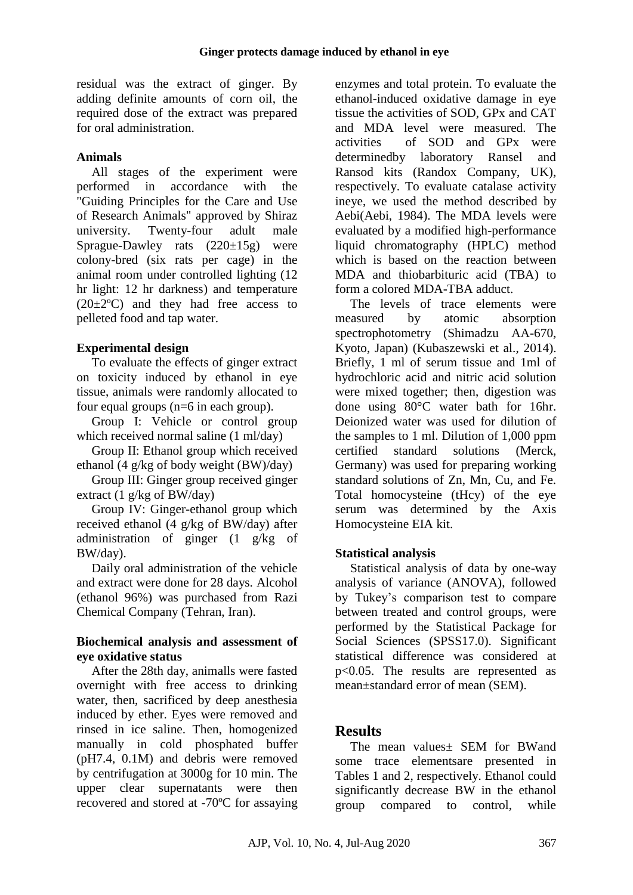residual was the extract of ginger. By adding definite amounts of corn oil, the required dose of the extract was prepared for oral administration.

### Animals

All stages of the experiment were performed in accordance with the "Guiding Principles for the Care and Use of Research Animals" approved by Shiraz university. Twenty-four adult male Sprague-Dawley rats (220±15g) were colony-bred (six rats per cage) in the animal room under controlled lighting (12 hr light: 12 hr darkness) and temperature (20±2ºC) and they had free access to pelleted food and tap water.

### Experimental design

To evaluate the effects of ginger extract on toxicity induced by ethanol in eye tissue, animals were randomly allocated to four equal groups (n=6 in each group).

Group I: Vehicle or control group which received normal saline (1 ml/day)

Group II: Ethanol group which received ethanol (4 g/kg of body weight (BW)/day)

Group III: Ginger group received ginger extract (1 g/kg of BW/day)

Group IV: Ginger-ethanol group which received ethanol (4 g/kg of BW/day) after administration of ginger (1 g/kg of BW/day).

Daily oral administration of the vehicle and extract were done for 28 days. Alcohol (ethanol 96%) was purchased from Razi Chemical Company (Tehran, Iran).

### Biochemical analysis and assessment of eye oxidative status

After the 28th day, animalls were fasted overnight with free access to drinking water, then, sacrificed by deep anesthesia induced by ether. Eyes were removed and rinsed in ice saline. Then, homogenized manually in cold phosphated buffer (pH7.4, 0.1M) and debris were removed by centrifugation at 3000g for 10 min. The upper clear supernatants were then recovered and stored at -70ºC for assaying enzymes and total protein. To evaluate the ethanol-induced oxidative damage in eye tissue the activities of SOD, GPx and CAT and MDA level were measured. The activities of SOD and GPx were determinedby laboratory Ransel and Ransod kits (Randox Company, UK), respectively. To evaluate catalase activity ineye, we used the method described by Aebi(Aebi, 1984). The MDA levels were evaluated by a modified high-performance liquid chromatography (HPLC) method which is based on the reaction between MDA and thiobarbituric acid (TBA) to form a colored MDA-TBA adduct.

The levels of trace elements were measured by atomic absorption spectrophotometry (Shimadzu AA-670, Kyoto, Japan) (Kubaszewski et al., 2014). Briefly, 1 ml of serum tissue and 1ml of hydrochloric acid and nitric acid solution were mixed together; then, digestion was done using 80°C water bath for 16hr. Deionized water was used for dilution of the samples to 1 ml. Dilution of 1,000 ppm certified standard solutions (Merck, Germany) was used for preparing working standard solutions of Zn, Mn, Cu, and Fe. Total homocysteine (tHcy) of the eye serum was determined by the Axis Homocysteine EIA kit.

### Statistical analysis

Statistical analysis of data by one-way analysis of variance (ANOVA), followed by Tukey's comparison test to compare between treated and control groups, were performed by the Statistical Package for Social Sciences (SPSS17.0). Significant statistical difference was considered at $p<0.05$. The results are represented as mean±standard error of mean (SEM).

## Results

The mean values± SEM for BWand some trace elementsare presented in Tables 1 and 2, respectively. Ethanol could significantly decrease BW in the ethanol group compared to control, while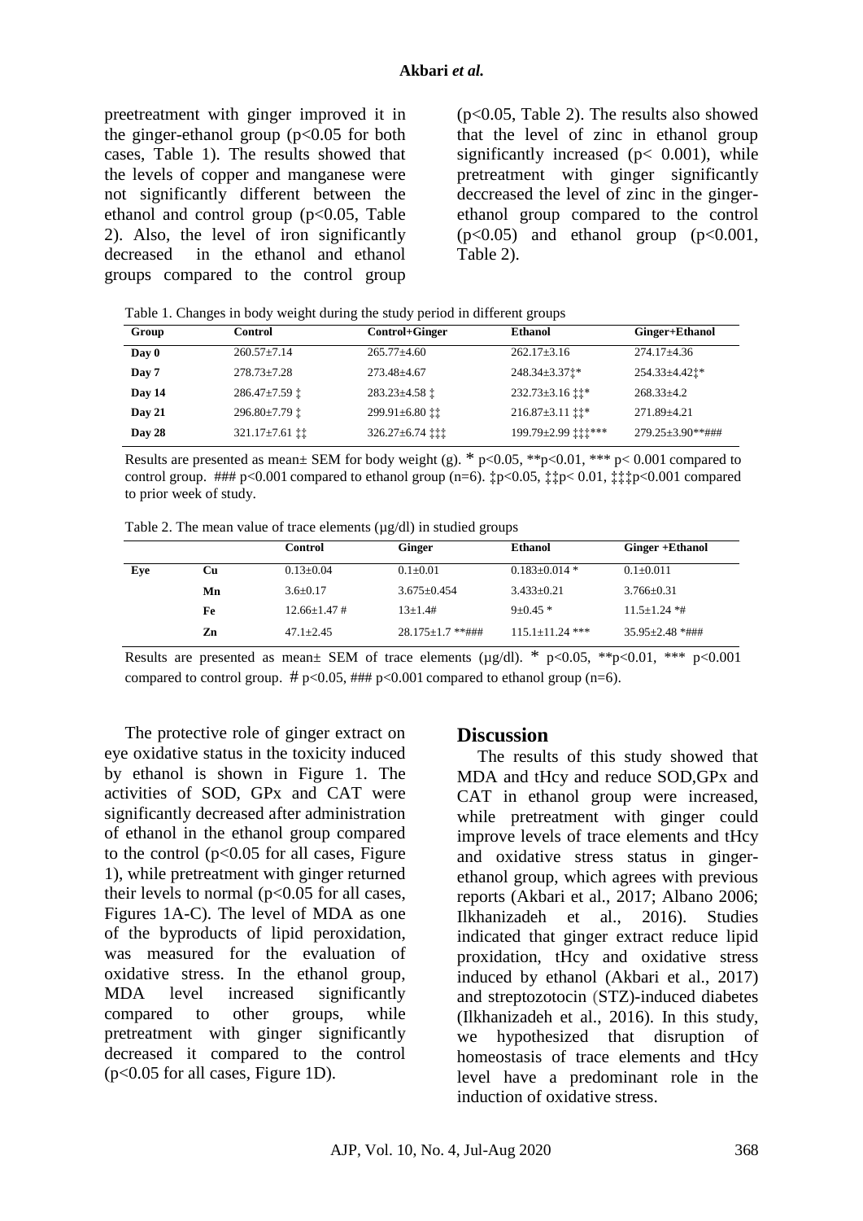preetreatment with ginger improved it in the ginger-ethanol group ($p<0.05$ for both cases, Table 1). The results showed that the levels of copper and manganese were not significantly different between the ethanol and control group ($p<0.05$, Table 2). Also, the level of iron significantly decreased in the ethanol and ethanol groups compared to the control group ($p<0.05$, Table 2). The results also showed that the level of zinc in ethanol group significantly increased ($p< 0.001$), while pretreatment with ginger significantly deccreased the level of zinc in the ginger-ethanol group compared to the control ($p<0.05$) and ethanol group ($p<0.001$, Table 2).

Table 1. Changes in body weight during the study period in different groups

| Group | Control | Control+Ginger | Ethanol | Ginger+Ethanol |
|---|---|---|---|---|
| Day 0 | 260.57±7.14 | 265.77±4.60 | 262.17±3.16 | 274.17±4.36 |
| Day 7 | 278.73±7.28 | 273.48±4.67 | 248.34±3.37‡* | 254.33±4.42‡* |
| Day 14 | 286.47±7.59 ‡ | 283.23±4.58 ‡ | 232.73±3.16 ‡‡* | 268.33±4.2 |
| Day 21 | 296.80±7.79 ‡ | 299.91±6.80 ‡‡ | 216.87±3.11 ‡‡* | 271.89±4.21 |
| Day 28 | 321.17±7.61 ‡‡ | 326.27±6.74 ‡‡‡ | 199.79±2.99 ‡‡‡*** | 279.25±3.90**### |

Results are presented as mean± SEM for body weight (g). * $p<0.05$, ** $p<0.01$, *** $p< 0.001$ compared to control group. ### $p<0.001$ compared to ethanol group (n=6). ‡ $p<0.05$, ‡‡ $p< 0.01$, ‡‡‡ $p<0.001$ compared to prior week of study.

Table 2. The mean value of trace elements (µg/dl) in studied groups

| | | Control | Ginger | Ethanol | Ginger +Ethanol |
|---|---|---|---|---|---|
| Eye | Cu | 0.13±0.04 | 0.1±0.01 | 0.183±0.014 * | 0.1±0.011 |
| | Mn | 3.6±0.17 | 3.675±0.454 | 3.433±0.21 | 3.766±0.31 |
| | Fe | 12.66±1.47 # | 13±1.4# | 9±0.45 * | 11.5±1.24 *# |
| | Zn | 47.1±2.45 | 28.175±1.7 **### | 115.1±11.24 *** | 35.95±2.48 *### |

Results are presented as mean± SEM of trace elements (µg/dl). * $p<0.05$, ** $p<0.01$, *** $p<0.001$ compared to control group. # $p<0.05$, ### $p<0.001$ compared to ethanol group (n=6).

The protective role of ginger extract on eye oxidative status in the toxicity induced by ethanol is shown in Figure 1. The activities of SOD, GPx and CAT were significantly decreased after administration of ethanol in the ethanol group compared to the control ($p<0.05$ for all cases, Figure 1), while pretreatment with ginger returned their levels to normal ($p<0.05$ for all cases, Figures 1A-C). The level of MDA as one of the byproducts of lipid peroxidation, was measured for the evaluation of oxidative stress. In the ethanol group, MDA level increased significantly compared to other groups, while pretreatment with ginger significantly decreased it compared to the control ($p<0.05$ for all cases, Figure 1D).

## Discussion

The results of this study showed that MDA and tHcy and reduce SOD,GPx and CAT in ethanol group were increased, while pretreatment with ginger could improve levels of trace elements and tHcy and oxidative stress status in ginger-ethanol group, which agrees with previous reports (Akbari et al., 2017; Albano 2006; Ilkhanizadeh et al., 2016). Studies indicated that ginger extract reduce lipid proxidation, tHcy and oxidative stress induced by ethanol (Akbari et al., 2017) and streptozotocin (STZ)-induced diabetes (Ilkhanizadeh et al., 2016). In this study, we hypothesized that disruption of homeostasis of trace elements and tHcy level have a predominant role in the induction of oxidative stress.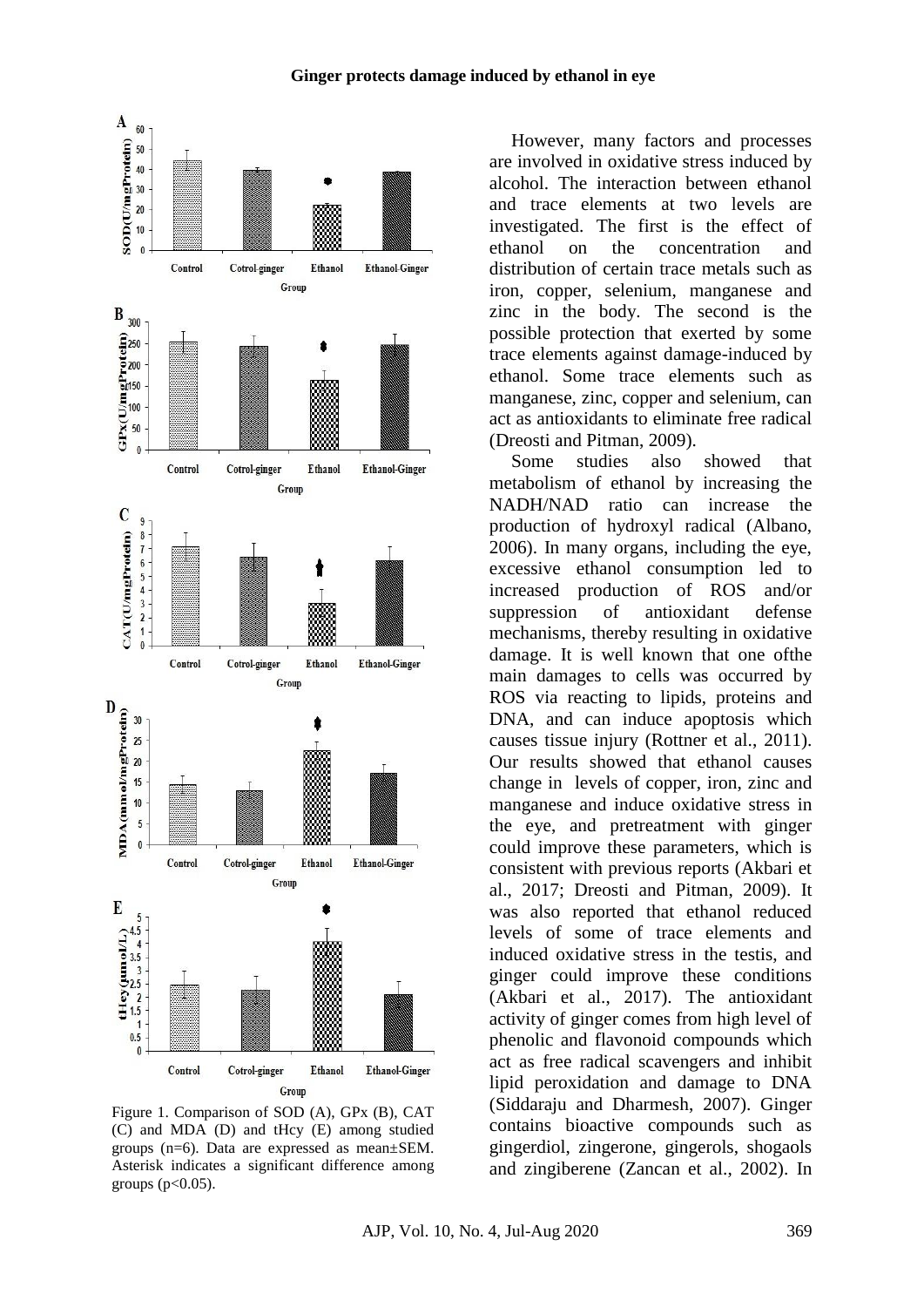Figure 1. Comparison of SOD (A), GPx (B), CAT (C) and MDA (D) and tHcy (E) among studied groups (n=6). Data are expressed as mean±SEM. Asterisk indicates a significant difference among groups ($p<0.05$).

However, many factors and processes are involved in oxidative stress induced by alcohol. The interaction between ethanol and trace elements at two levels are investigated. The first is the effect of ethanol on the concentration and distribution of certain trace metals such as iron, copper, selenium, manganese and zinc in the body. The second is the possible protection that exerted by some trace elements against damage-induced by ethanol. Some trace elements such as manganese, zinc, copper and selenium, can act as antioxidants to eliminate free radical (Dreosti and Pitman, 2009).

Some studies also showed that metabolism of ethanol by increasing the NADH/NAD ratio can increase the production of hydroxyl radical (Albano, 2006). In many organs, including the eye, excessive ethanol consumption led to increased production of ROS and/or suppression of antioxidant defense mechanisms, thereby resulting in oxidative damage. It is well known that one ofthe main damages to cells was occurred by ROS via reacting to lipids, proteins and DNA, and can induce apoptosis which causes tissue injury (Rottner et al., 2011). Our results showed that ethanol causes change in levels of copper, iron, zinc and manganese and induce oxidative stress in the eye, and pretreatment with ginger could improve these parameters, which is consistent with previous reports (Akbari et al., 2017; Dreosti and Pitman, 2009). It was also reported that ethanol reduced levels of some of trace elements and induced oxidative stress in the testis, and ginger could improve these conditions (Akbari et al., 2017). The antioxidant activity of ginger comes from high level of phenolic and flavonoid compounds which act as free radical scavengers and inhibit lipid peroxidation and damage to DNA (Siddaraju and Dharmesh, 2007). Ginger contains bioactive compounds such as gingerdiol, zingerone, gingerols, shogaols and zingiberene (Zancan et al., 2002). In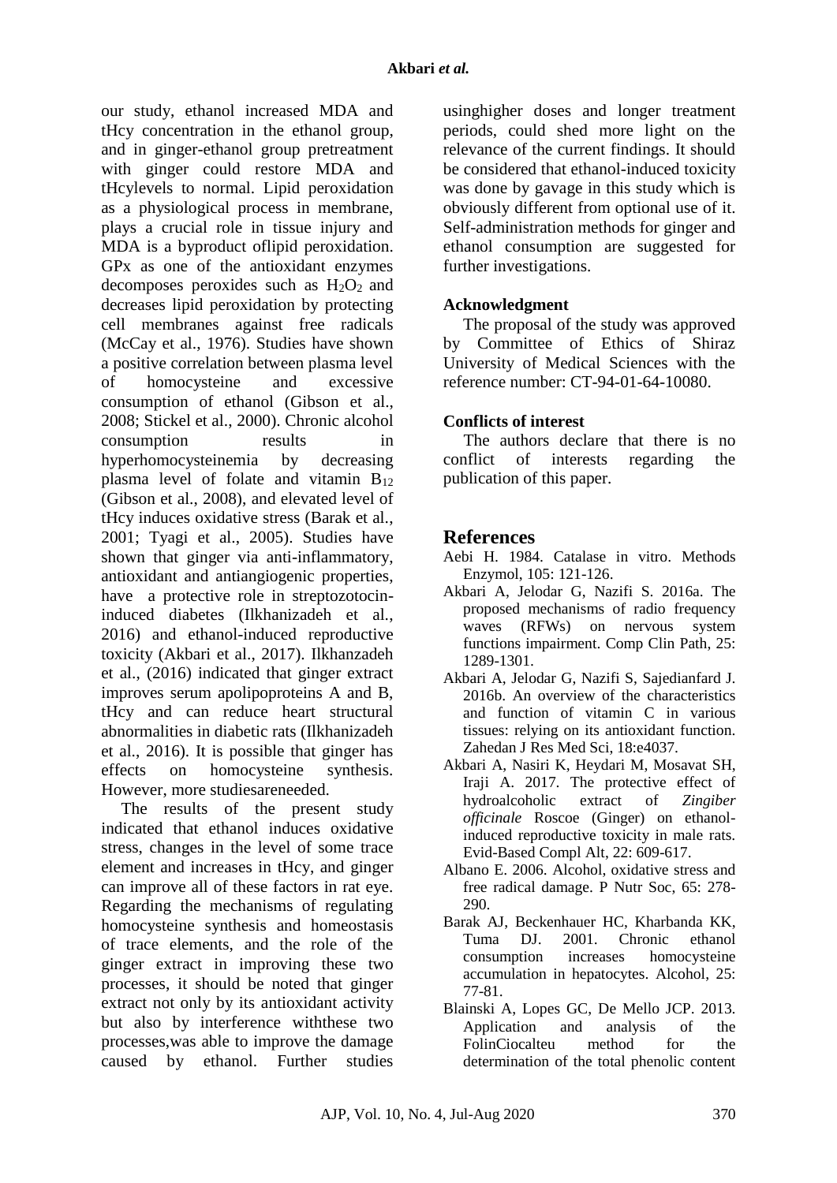our study, ethanol increased MDA and tHcy concentration in the ethanol group, and in ginger-ethanol group pretreatment with ginger could restore MDA and tHcylevels to normal. Lipid peroxidation as a physiological process in membrane, plays a crucial role in tissue injury and MDA is a byproduct oflipid peroxidation. GPx as one of the antioxidant enzymes decomposes peroxides such as $H_2O_2$ and decreases lipid peroxidation by protecting cell membranes against free radicals (McCay et al., 1976). Studies have shown a positive correlation between plasma level of homocysteine and excessive consumption of ethanol (Gibson et al., 2008; Stickel et al., 2000). Chronic alcohol consumption results in hyperhomocysteinemia by decreasing plasma level of folate and vitamin $B_{12}$ (Gibson et al., 2008), and elevated level of tHcy induces oxidative stress (Barak et al., 2001; Tyagi et al., 2005). Studies have shown that ginger via anti-inflammatory, antioxidant and antiangiogenic properties, have a protective role in streptozotocin-induced diabetes (Ilkhanizadeh et al., 2016) and ethanol-induced reproductive toxicity (Akbari et al., 2017). Ilkhanzadeh et al., (2016) indicated that ginger extract improves serum apolipoproteins A and B, tHcy and can reduce heart structural abnormalities in diabetic rats (Ilkhanizadeh et al., 2016). It is possible that ginger has effects on homocysteine synthesis. However, more studiesareneeded.

The results of the present study indicated that ethanol induces oxidative stress, changes in the level of some trace element and increases in tHcy, and ginger can improve all of these factors in rat eye. Regarding the mechanisms of regulating homocysteine synthesis and homeostasis of trace elements, and the role of the ginger extract in improving these two processes, it should be noted that ginger extract not only by its antioxidant activity but also by interference withthese two processes,was able to improve the damage caused by ethanol. Further studies usinghigher doses and longer treatment periods, could shed more light on the relevance of the current findings. It should be considered that ethanol-induced toxicity was done by gavage in this study which is obviously different from optional use of it. Self-administration methods for ginger and ethanol consumption are suggested for further investigations.

### Acknowledgment

The proposal of the study was approved by Committee of Ethics of Shiraz University of Medical Sciences with the reference number: CT-94-01-64-10080.

### Conflicts of interest

The authors declare that there is no conflict of interests regarding the publication of this paper.

## References

Aebi H. 1984. Catalase in vitro. Methods Enzymol, 105: 121-126.

Akbari A, Jelodar G, Nazifi S. 2016a. The proposed mechanisms of radio frequency waves (RFWs) on nervous system functions impairment. Comp Clin Path, 25: 1289-1301.

Akbari A, Jelodar G, Nazifi S, Sajedianfard J. 2016b. An overview of the characteristics and function of vitamin C in various tissues: relying on its antioxidant function. Zahedan J Res Med Sci, 18:e4037.

Akbari A, Nasiri K, Heydari M, Mosavat SH, Iraji A. 2017. The protective effect of hydroalcoholic extract of *Zingiber officinale* Roscoe (Ginger) on ethanol-induced reproductive toxicity in male rats. Evid-Based Compl Alt, 22: 609-617.

Albano E. 2006. Alcohol, oxidative stress and free radical damage. P Nutr Soc, 65: 278-290.

Barak AJ, Beckenhauer HC, Kharbanda KK, Tuma DJ. 2001. Chronic ethanol consumption increases homocysteine accumulation in hepatocytes. Alcohol, 25: 77-81.

Blainski A, Lopes GC, De Mello JCP. 2013. Application and analysis of the FolinCiocalteu method for the determination of the total phenolic content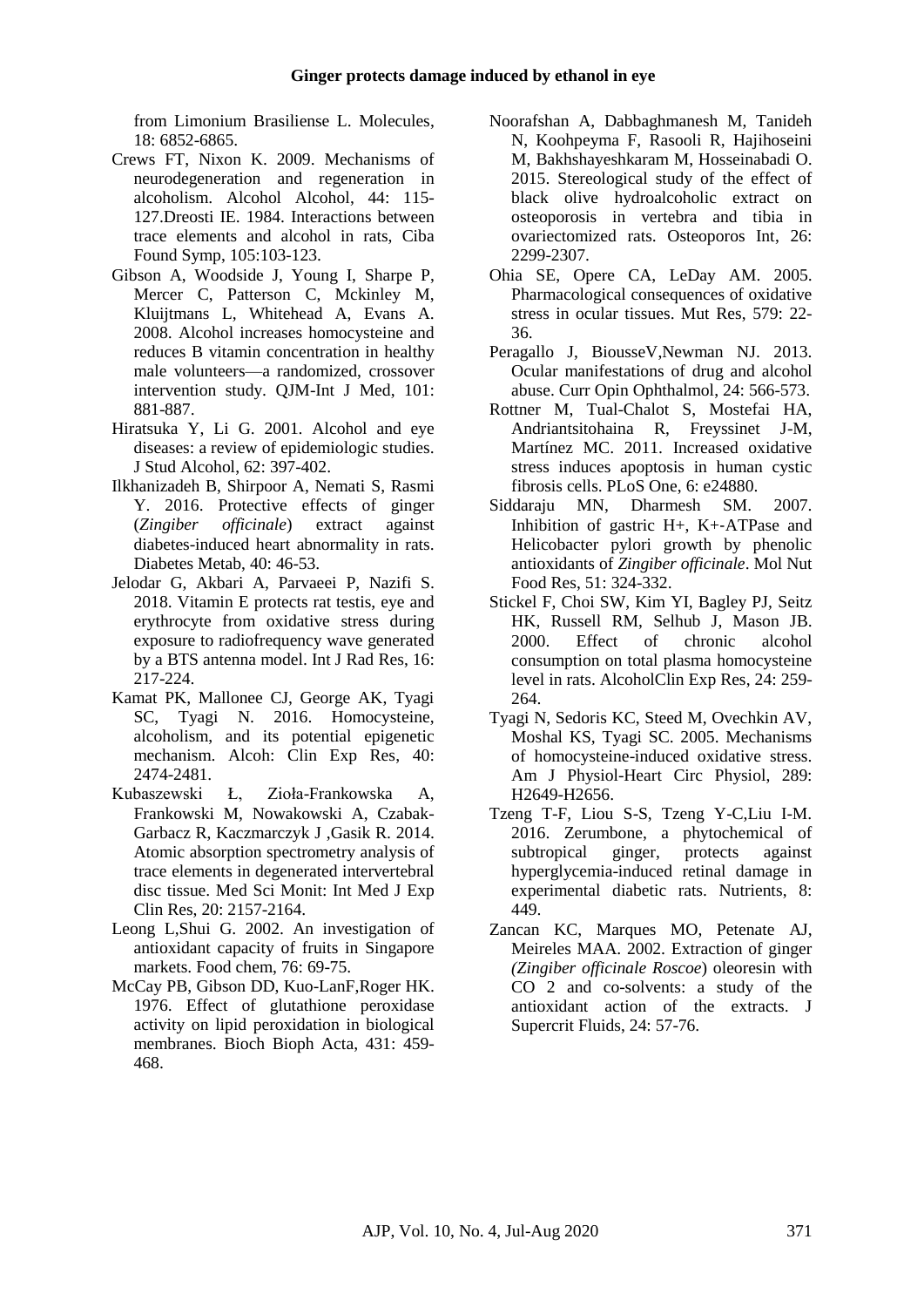from Limonium Brasiliense L. Molecules, 18: 6852-6865.

Crews FT, Nixon K. 2009. Mechanisms of neurodegeneration and regeneration in alcoholism. Alcohol Alcohol, 44: 115-127.Dreosti IE. 1984. Interactions between trace elements and alcohol in rats, Ciba Found Symp, 105:103-123.

Gibson A, Woodside J, Young I, Sharpe P, Mercer C, Patterson C, Mckinley M, Kluijtmans L, Whitehead A, Evans A. 2008. Alcohol increases homocysteine and reduces B vitamin concentration in healthy male volunteers—a randomized, crossover intervention study. QJM-Int J Med, 101: 881-887.

Hiratsuka Y, Li G. 2001. Alcohol and eye diseases: a review of epidemiologic studies. J Stud Alcohol, 62: 397-402.

Ilkhanizadeh B, Shirpoor A, Nemati S, Rasmi Y. 2016. Protective effects of ginger (*Zingiber officinale*) extract against diabetes-induced heart abnormality in rats. Diabetes Metab, 40: 46-53.

Jelodar G, Akbari A, Parvaeei P, Nazifi S. 2018. Vitamin E protects rat testis, eye and erythrocyte from oxidative stress during exposure to radiofrequency wave generated by a BTS antenna model. Int J Rad Res, 16: 217-224.

Kamat PK, Mallonee CJ, George AK, Tyagi SC, Tyagi N. 2016. Homocysteine, alcoholism, and its potential epigenetic mechanism. Alcoh: Clin Exp Res, 40: 2474-2481.

Kubaszewski Ł, Zioła-Frankowska A, Frankowski M, Nowakowski A, Czabak-Garbacz R, Kaczmarczyk J ,Gasik R. 2014. Atomic absorption spectrometry analysis of trace elements in degenerated intervertebral disc tissue. Med Sci Monit: Int Med J Exp Clin Res, 20: 2157-2164.

Leong L,Shui G. 2002. An investigation of antioxidant capacity of fruits in Singapore markets. Food chem, 76: 69-75.

McCay PB, Gibson DD, Kuo-LanF,Roger HK. 1976. Effect of glutathione peroxidase activity on lipid peroxidation in biological membranes. Bioch Bioph Acta, 431: 459-468.

Noorafshan A, Dabbaghmanesh M, Tanideh N, Koohpeyma F, Rasooli R, Hajihoseini M, Bakhshayeshkaram M, Hosseinabadi O. 2015. Stereological study of the effect of black olive hydroalcoholic extract on osteoporosis in vertebra and tibia in ovariectomized rats. Osteoporos Int, 26: 2299-2307.

Ohia SE, Opere CA, LeDay AM. 2005. Pharmacological consequences of oxidative stress in ocular tissues. Mut Res, 579: 22-36.

Peragallo J, BiousseV,Newman NJ. 2013. Ocular manifestations of drug and alcohol abuse. Curr Opin Ophthalmol, 24: 566-573.

Rottner M, Tual-Chalot S, Mostefai HA, Andriantsitohaina R, Freyssinet J-M, Martínez MC. 2011. Increased oxidative stress induces apoptosis in human cystic fibrosis cells. PLoS One, 6: e24880.

Siddaraju MN, Dharmesh SM. 2007. Inhibition of gastric H+, K+-ATPase and Helicobacter pylori growth by phenolic antioxidants of *Zingiber officinale*. Mol Nut Food Res, 51: 324-332.

Stickel F, Choi SW, Kim YI, Bagley PJ, Seitz HK, Russell RM, Selhub J, Mason JB. 2000. Effect of chronic alcohol consumption on total plasma homocysteine level in rats. AlcoholClin Exp Res, 24: 259-264.

Tyagi N, Sedoris KC, Steed M, Ovechkin AV, Moshal KS, Tyagi SC. 2005. Mechanisms of homocysteine-induced oxidative stress. Am J Physiol-Heart Circ Physiol, 289: H2649-H2656.

Tzeng T-F, Liou S-S, Tzeng Y-C,Liu I-M. 2016. Zerumbone, a phytochemical of subtropical ginger, protects against hyperglycemia-induced retinal damage in experimental diabetic rats. Nutrients, 8: 449.

Zancan KC, Marques MO, Petenate AJ, Meireles MAA. 2002. Extraction of ginger *(Zingiber officinale Roscoe*) oleoresin with CO 2 and co-solvents: a study of the antioxidant action of the extracts. J Supercrit Fluids, 24: 57-76.